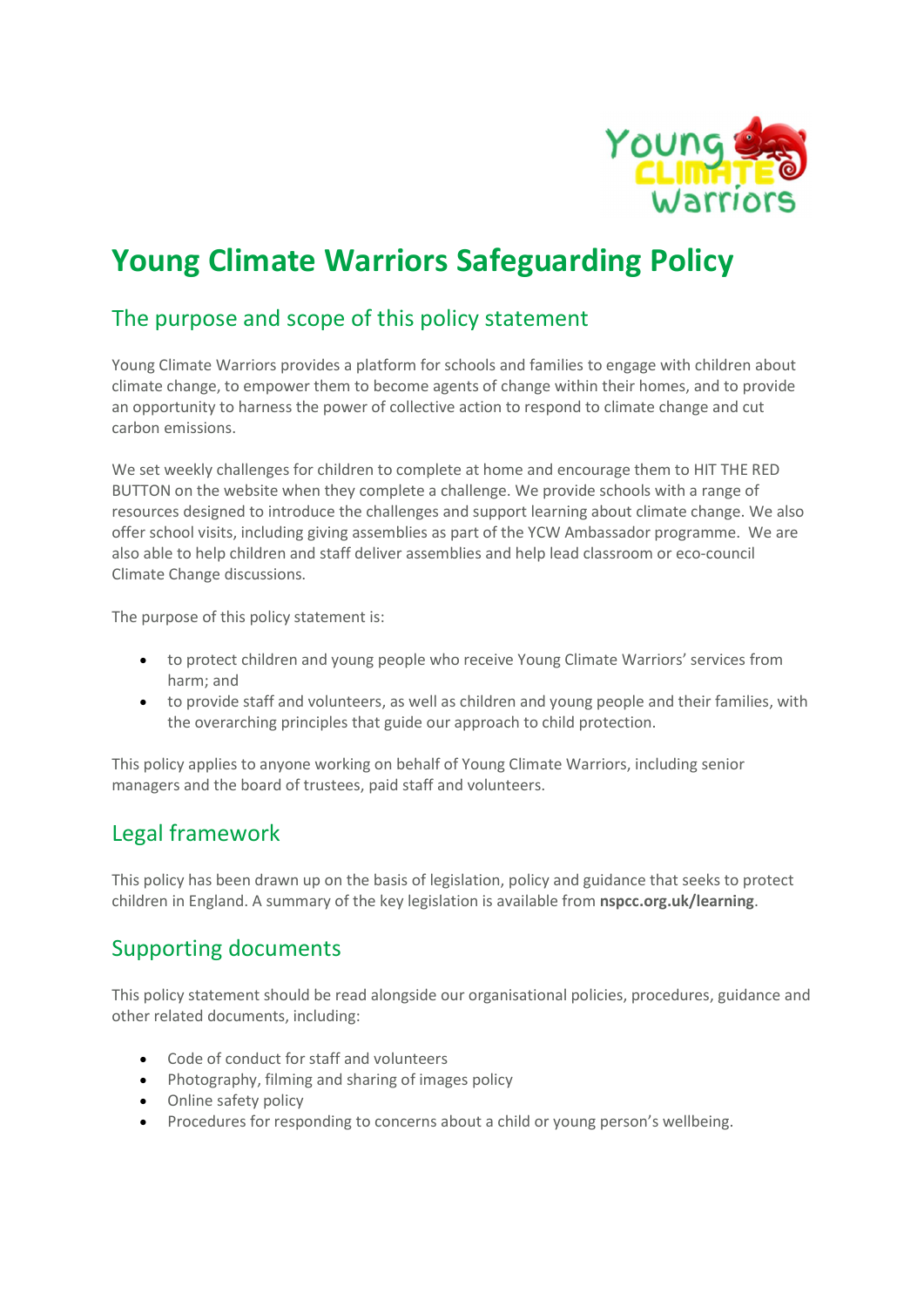# Young Climate Warriors Safeguarding Policy

## The purpose and scope of this policy statement

Young Climate Warriors provides a platform for schools and families to engage with children about climate change, to empower them to become agents of change within their homes, and to provide an opportunity to harness the power of collective action to respond to climate change and cut carbon emissions.

We set weekly challenges for children to complete at home and encourage them to HIT THE RED BUTTON on the website when they complete a challenge. We provide schools with a range of resources designed to introduce the challenges and support learning about climate change. We also offer school visits, including giving assemblies as part of the YCW Ambassador programme. We are also able to help children and staff deliver assemblies and help lead classroom or eco-council Climate Change discussions.

The purpose of this policy statement is:

- to protect children and young people who receive Young Climate Warriors' services from harm; and
- to provide staff and volunteers, as well as children and young people and their families, with the overarching principles that guide our approach to child protection.

This policy applies to anyone working on behalf of Young Climate Warriors, including senior managers and the board of trustees, paid staff and volunteers.

## Legal framework

This policy has been drawn up on the basis of legislation, policy and guidance that seeks to protect children in England. A summary of the key legislation is available from **nspcc.org.uk/learning**.

## Supporting documents

This policy statement should be read alongside our organisational policies, procedures, guidance and other related documents, including:

- Code of conduct for staff and volunteers
- Photography, filming and sharing of images policy
- Online safety policy
- Procedures for responding to concerns about a child or young person's wellbeing.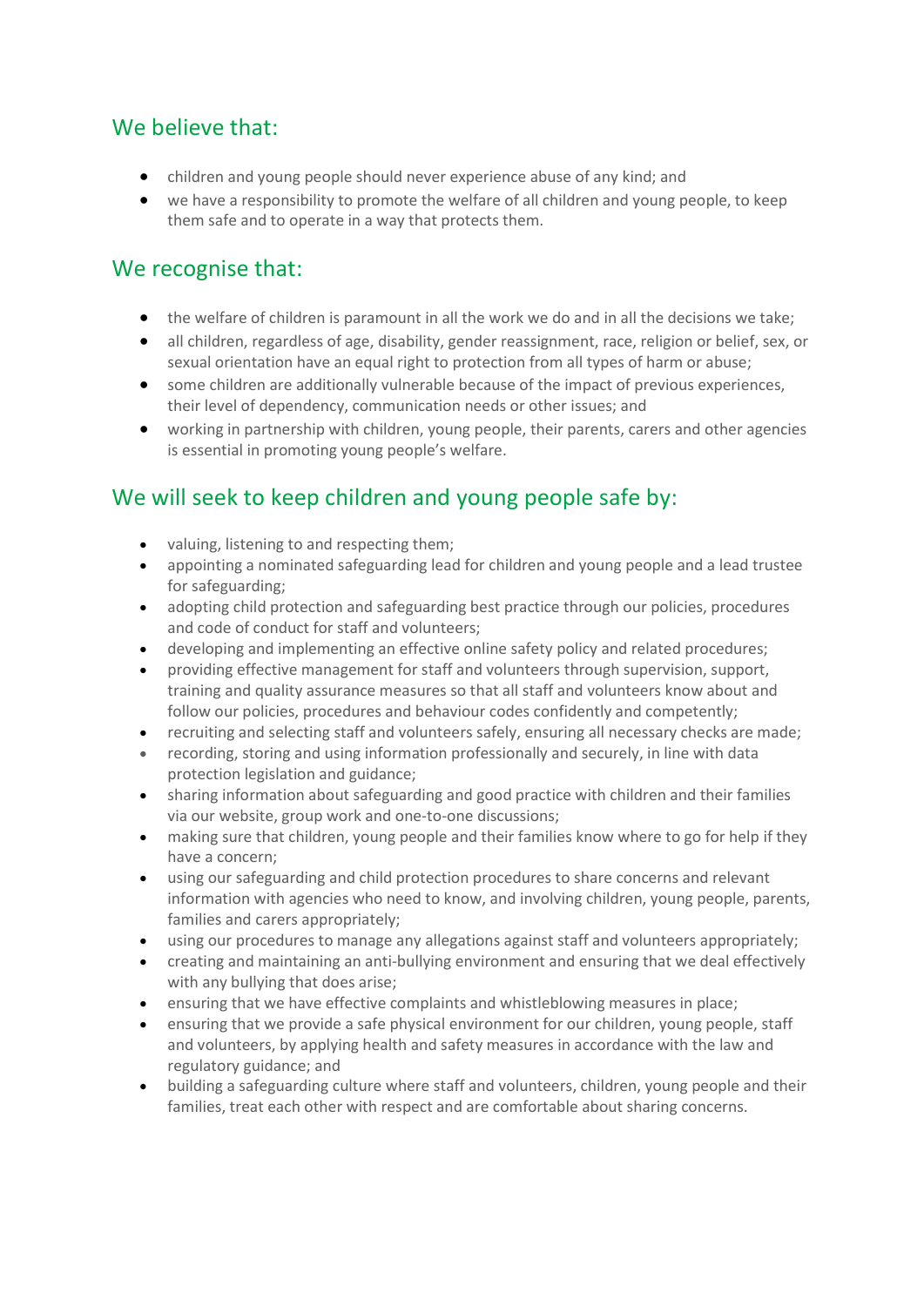## We believe that:

- children and young people should never experience abuse of any kind; and
- we have a responsibility to promote the welfare of all children and young people, to keep them safe and to operate in a way that protects them.

## We recognise that:

- the welfare of children is paramount in all the work we do and in all the decisions we take;
- all children, regardless of age, disability, gender reassignment, race, religion or belief, sex, or sexual orientation have an equal right to protection from all types of harm or abuse;
- some children are additionally vulnerable because of the impact of previous experiences, their level of dependency, communication needs or other issues; and
- working in partnership with children, young people, their parents, carers and other agencies is essential in promoting young people's welfare.

## We will seek to keep children and young people safe by:

- valuing, listening to and respecting them;
- appointing a nominated safeguarding lead for children and young people and a lead trustee for safeguarding;
- adopting child protection and safeguarding best practice through our policies, procedures and code of conduct for staff and volunteers;
- developing and implementing an effective online safety policy and related procedures;
- providing effective management for staff and volunteers through supervision, support, training and quality assurance measures so that all staff and volunteers know about and follow our policies, procedures and behaviour codes confidently and competently;
- recruiting and selecting staff and volunteers safely, ensuring all necessary checks are made;
- recording, storing and using information professionally and securely, in line with data protection legislation and guidance;
- sharing information about safeguarding and good practice with children and their families via our website, group work and one-to-one discussions;
- making sure that children, young people and their families know where to go for help if they have a concern;
- using our safeguarding and child protection procedures to share concerns and relevant information with agencies who need to know, and involving children, young people, parents, families and carers appropriately;
- using our procedures to manage any allegations against staff and volunteers appropriately;
- creating and maintaining an anti-bullying environment and ensuring that we deal effectively with any bullying that does arise;
- ensuring that we have effective complaints and whistleblowing measures in place;
- ensuring that we provide a safe physical environment for our children, young people, staff and volunteers, by applying health and safety measures in accordance with the law and regulatory guidance; and
- building a safeguarding culture where staff and volunteers, children, young people and their families, treat each other with respect and are comfortable about sharing concerns.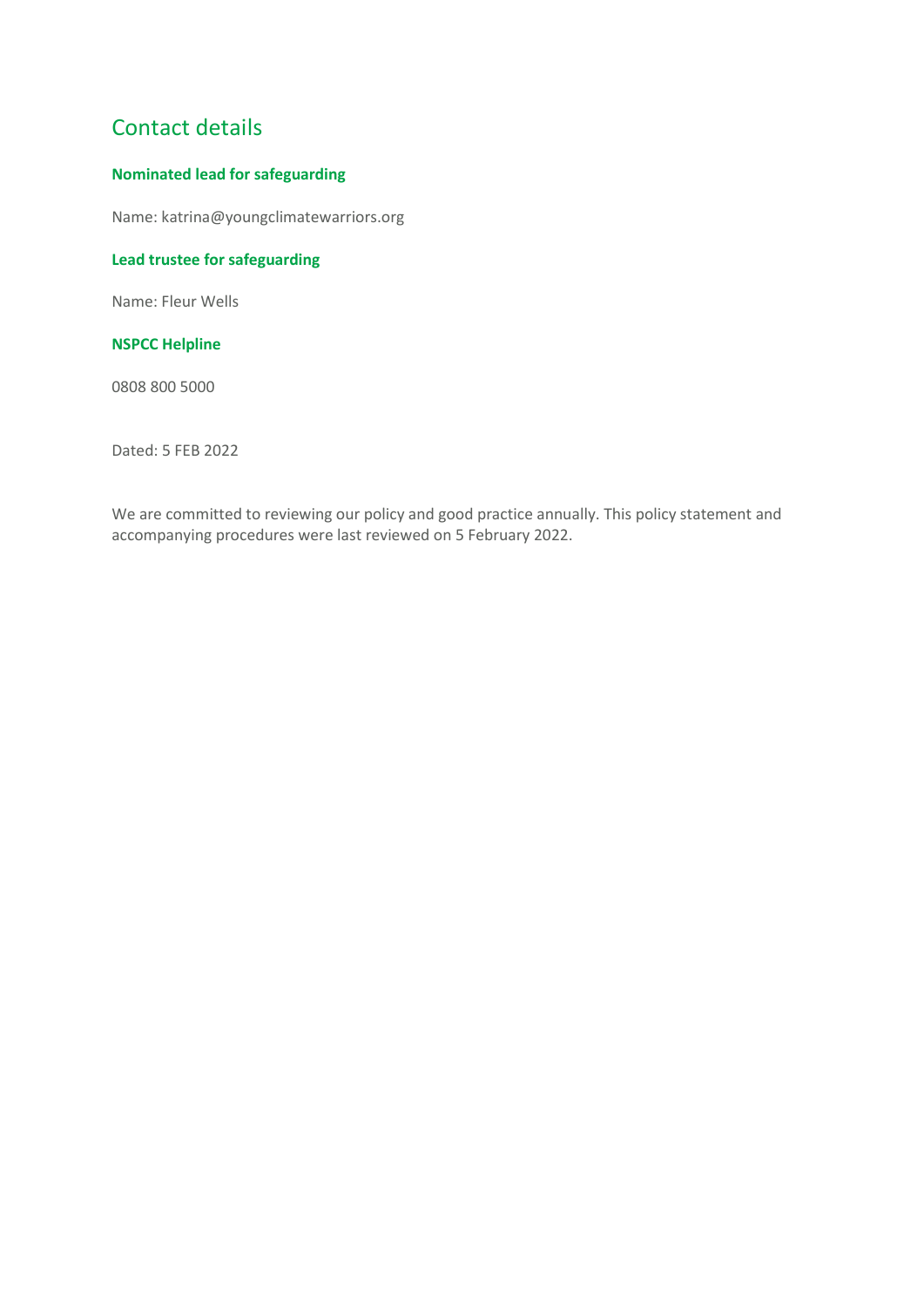## Contact details

### Nominated lead for safeguarding

Name: katrina@youngclimatewarriors.org

### Lead trustee for safeguarding

Name: Fleur Wells

### NSPCC Helpline

0808 800 5000

Dated: 5 FEB 2022

We are committed to reviewing our policy and good practice annually. This policy statement and accompanying procedures were last reviewed on 5 February 2022.